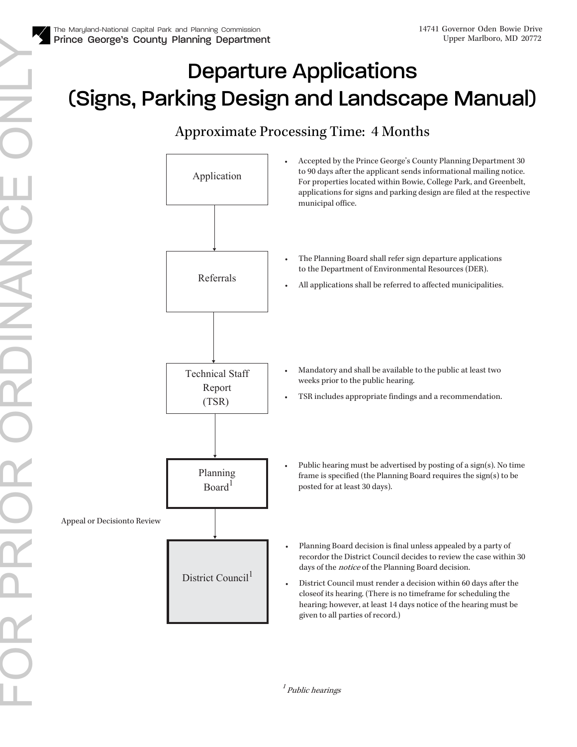The Maryland-National Capital Park and Planning Commission
**Prince George's County Planning Department**

14741 Governor Oden Bowie Drive
Upper Marlboro, MD 20772

FOR PRIOR ORDINANCE ONLY

# Departure Applications (Signs, Parking Design and Landscape Manual)

## Approximate Processing Time: 4 Months

### Application

- Accepted by the Prince George's County Planning Department 30 to 90 days after the applicant sends informational mailing notice. For properties located within Bowie, College Park, and Greenbelt, applications for signs and parking design are filed at the respective municipal office.

↓

### Referrals

- The Planning Board shall refer sign departure applications to the Department of Environmental Resources (DER).
- All applications shall be referred to affected municipalities.

↓

### Technical Staff Report (TSR)

- Mandatory and shall be available to the public at least two weeks prior to the public hearing.
- TSR includes appropriate findings and a recommendation.

↓

### Planning Board[1]

- Public hearing must be advertised by posting of a sign(s). No time frame is specified (the Planning Board requires the sign(s) to be posted for at least 30 days).

↓ Appeal or Decisionto Review

### District Council[1]

- Planning Board decision is final unless appealed by a party of recordor the District Council decides to review the case within 30 days of the *notice* of the Planning Board decision.
- District Council must render a decision within 60 days after the closeof its hearing. (There is no timeframe for scheduling the hearing; however, at least 14 days notice of the hearing must be given to all parties of record.)

[1] *Public hearings*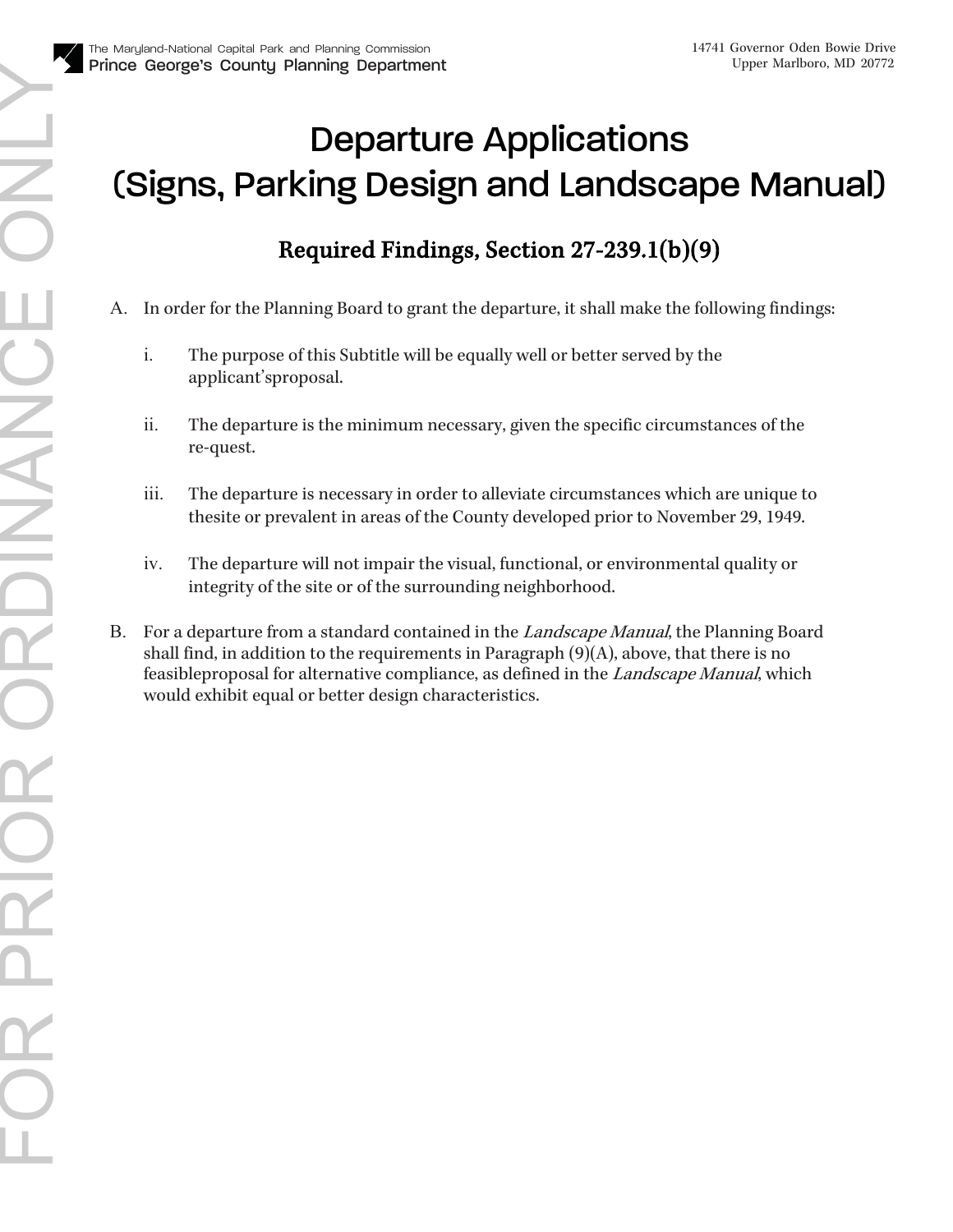# Departure Applications (Signs, Parking Design and Landscape Manual)

## Required Findings, Section 27-239.1(b)(9)

A. In order for the Planning Board to grant the departure, it shall make the following findings:

   i. The purpose of this Subtitle will be equally well or better served by the applicant'sproposal.

   ii. The departure is the minimum necessary, given the specific circumstances of the re-quest.

   iii. The departure is necessary in order to alleviate circumstances which are unique to thesite or prevalent in areas of the County developed prior to November 29, 1949.

   iv. The departure will not impair the visual, functional, or environmental quality or integrity of the site or of the surrounding neighborhood.

B. For a departure from a standard contained in the *Landscape Manual*, the Planning Board shall find, in addition to the requirements in Paragraph (9)(A), above, that there is no feasibleproposal for alternative compliance, as defined in the *Landscape Manual*, which would exhibit equal or better design characteristics.